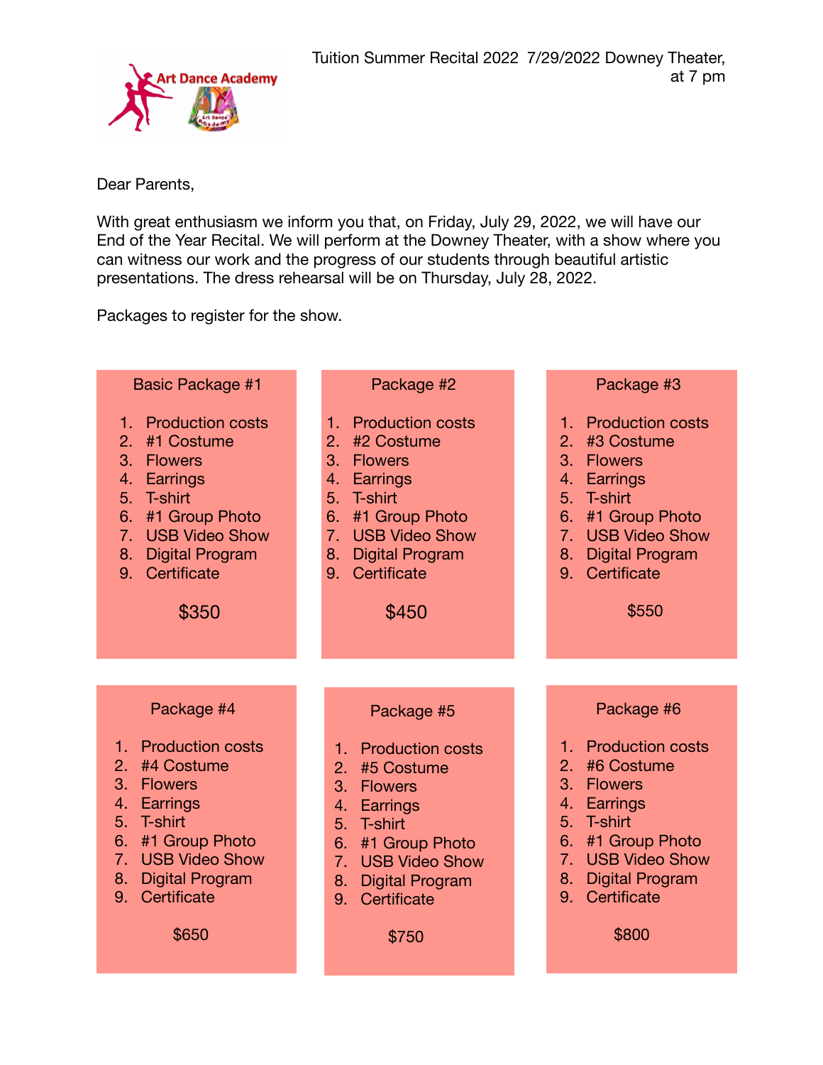Art Dance Academy

Tuition Summer Recital 2022 7/29/2022 Downey Theater, at 7 pm

Dear Parents,

With great enthusiasm we inform you that, on Friday, July 29, 2022, we will have our End of the Year Recital. We will perform at the Downey Theater, with a show where you can witness our work and the progress of our students through beautiful artistic presentations. The dress rehearsal will be on Thursday, July 28, 2022.

Packages to register for the show.

**Basic Package #1**

1. Production costs
2. #1 Costume
3. Flowers
4. Earrings
5. T-shirt
6. #1 Group Photo
7. USB Video Show
8. Digital Program
9. Certificate

$350

**Package #2**

1. Production costs
2. #2 Costume
3. Flowers
4. Earrings
5. T-shirt
6. #1 Group Photo
7. USB Video Show
8. Digital Program
9. Certificate

$450

**Package #3**

1. Production costs
2. #3 Costume
3. Flowers
4. Earrings
5. T-shirt
6. #1 Group Photo
7. USB Video Show
8. Digital Program
9. Certificate

$550

**Package #4**

1. Production costs
2. #4 Costume
3. Flowers
4. Earrings
5. T-shirt
6. #1 Group Photo
7. USB Video Show
8. Digital Program
9. Certificate

$650

**Package #5**

1. Production costs
2. #5 Costume
3. Flowers
4. Earrings
5. T-shirt
6. #1 Group Photo
7. USB Video Show
8. Digital Program
9. Certificate

$750

**Package #6**

1. Production costs
2. #6 Costume
3. Flowers
4. Earrings
5. T-shirt
6. #1 Group Photo
7. USB Video Show
8. Digital Program
9. Certificate

$800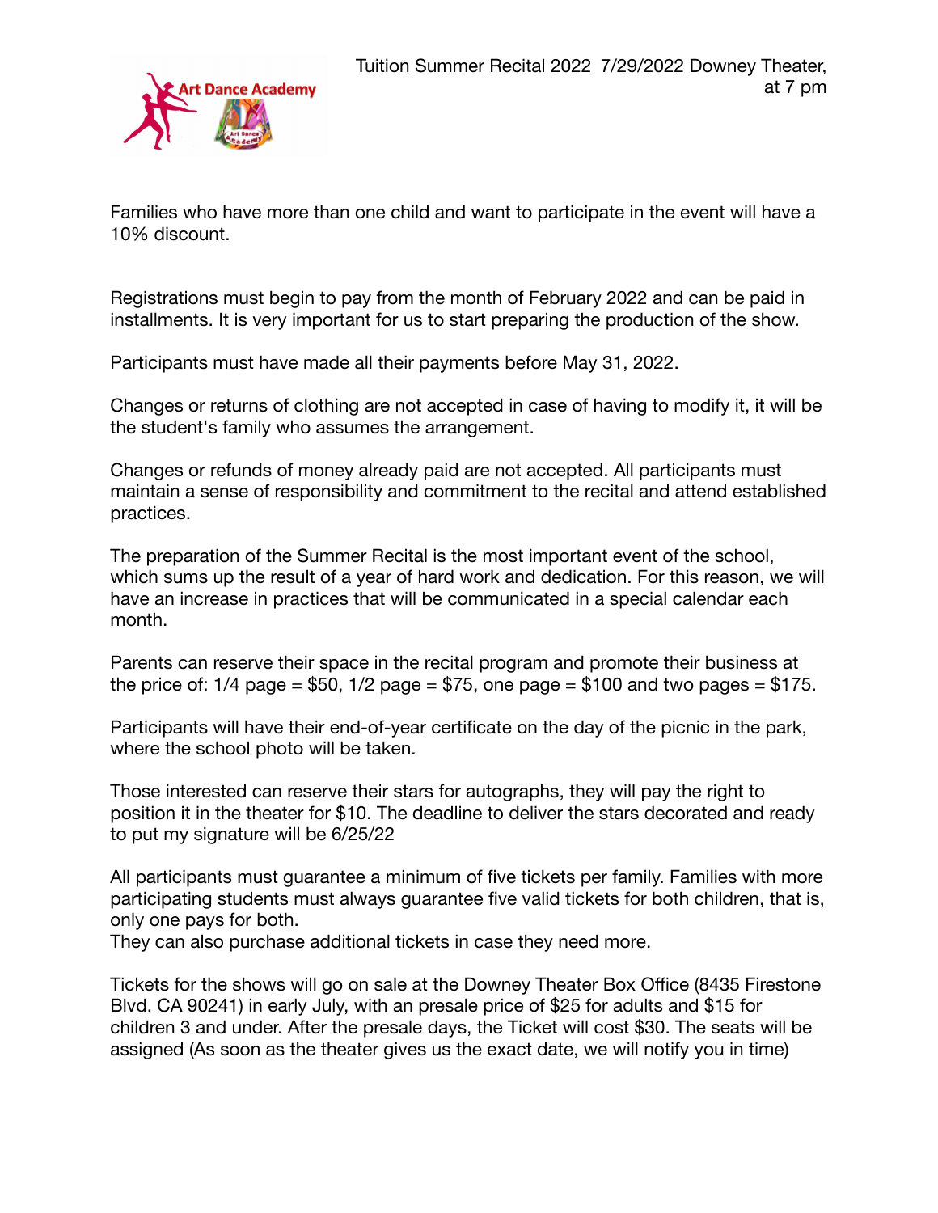Tuition Summer Recital 2022 7/29/2022 Downey Theater, at 7 pm

Families who have more than one child and want to participate in the event will have a 10% discount.

Registrations must begin to pay from the month of February 2022 and can be paid in installments. It is very important for us to start preparing the production of the show.

Participants must have made all their payments before May 31, 2022.

Changes or returns of clothing are not accepted in case of having to modify it, it will be the student's family who assumes the arrangement.

Changes or refunds of money already paid are not accepted. All participants must maintain a sense of responsibility and commitment to the recital and attend established practices.

The preparation of the Summer Recital is the most important event of the school, which sums up the result of a year of hard work and dedication. For this reason, we will have an increase in practices that will be communicated in a special calendar each month.

Parents can reserve their space in the recital program and promote their business at the price of: 1/4 page = $50, 1/2 page = $75, one page = $100 and two pages = $175.

Participants will have their end-of-year certificate on the day of the picnic in the park, where the school photo will be taken.

Those interested can reserve their stars for autographs, they will pay the right to position it in the theater for $10. The deadline to deliver the stars decorated and ready to put my signature will be 6/25/22

All participants must guarantee a minimum of five tickets per family. Families with more participating students must always guarantee five valid tickets for both children, that is, only one pays for both.
They can also purchase additional tickets in case they need more.

Tickets for the shows will go on sale at the Downey Theater Box Office (8435 Firestone Blvd. CA 90241) in early July, with an presale price of $25 for adults and $15 for children 3 and under. After the presale days, the Ticket will cost $30. The seats will be assigned (As soon as the theater gives us the exact date, we will notify you in time)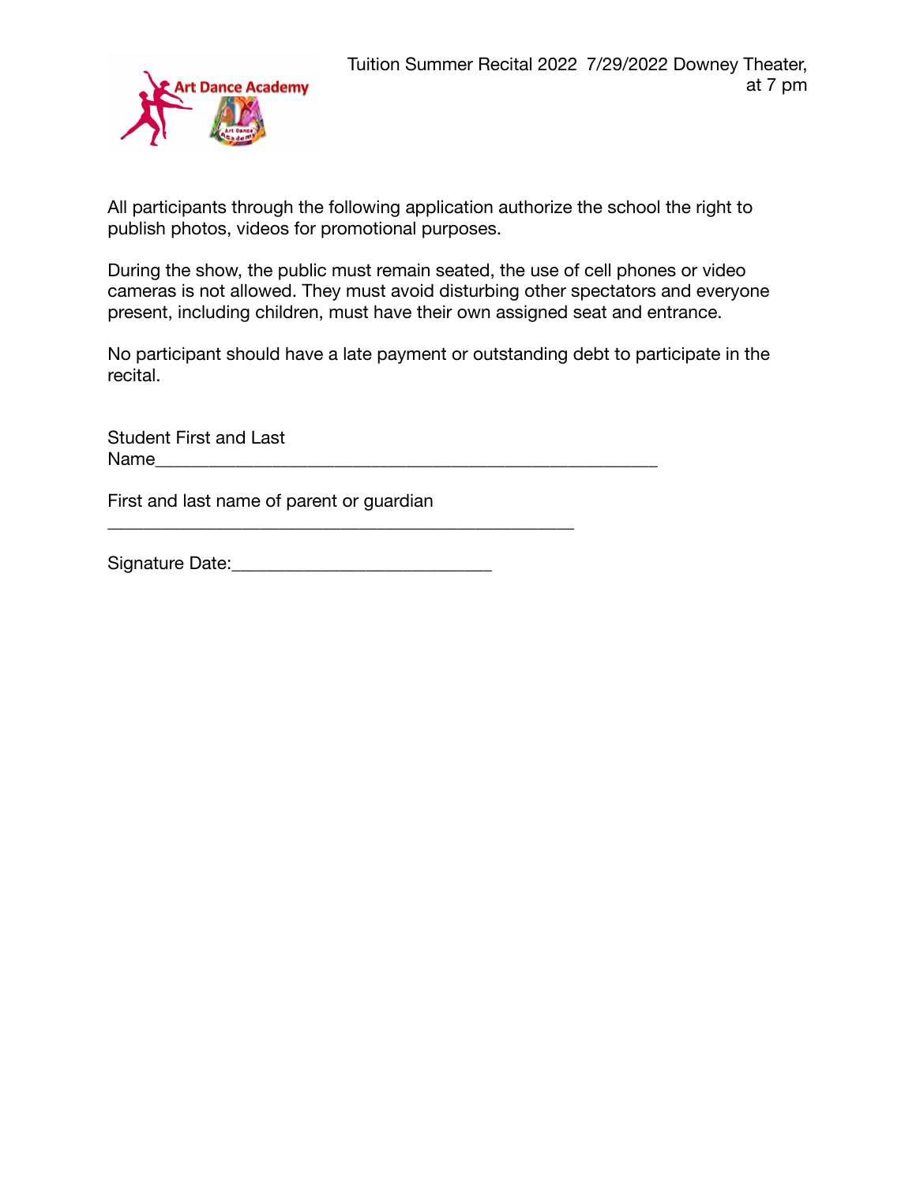Tuition Summer Recital 2022 7/29/2022 Downey Theater, at 7 pm

All participants through the following application authorize the school the right to publish photos, videos for promotional purposes.

During the show, the public must remain seated, the use of cell phones or video cameras is not allowed. They must avoid disturbing other spectators and everyone present, including children, must have their own assigned seat and entrance.

No participant should have a late payment or outstanding debt to participate in the recital.

Student First and Last Name_____________________________________________________

First and last name of parent or guardian
__________________________________________________

Signature Date:___________________________